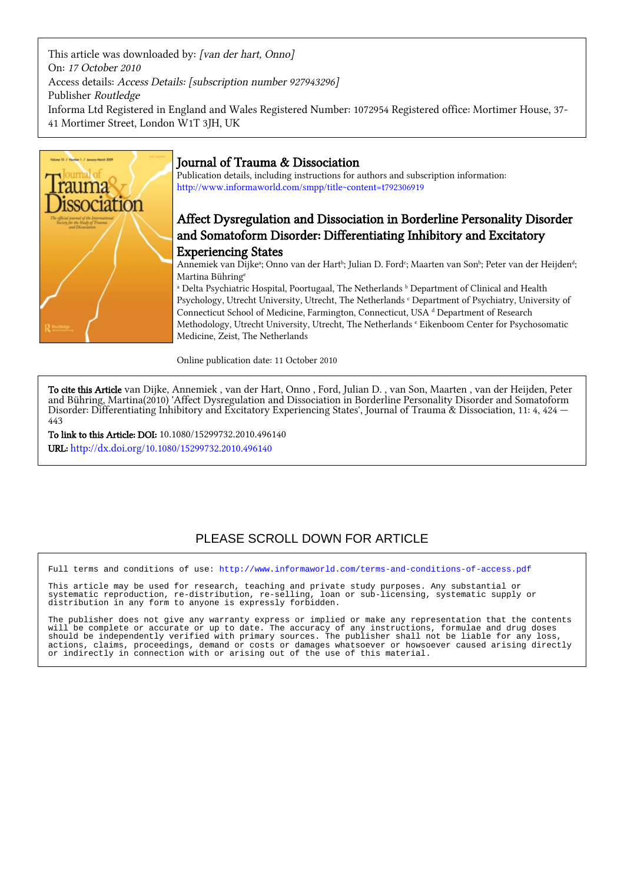This article was downloaded by: *[van der hart, Onno]*
On: *17 October 2010*
Access details: *Access Details: [subscription number 927943296]*
Publisher *Routledge*
Informa Ltd Registered in England and Wales Registered Number: 1072954 Registered office: Mortimer House, 37-41 Mortimer Street, London W1T 3JH, UK

# Journal of Trauma & Dissociation

Publication details, including instructions for authors and subscription information:
http://www.informaworld.com/smpp/title~content=t792306919

## Affect Dysregulation and Dissociation in Borderline Personality Disorder and Somatoform Disorder: Differentiating Inhibitory and Excitatory Experiencing States

Annemiek van Dijke[a]; Onno van der Hart[b]; Julian D. Ford[c]; Maarten van Son[b]; Peter van der Heijden[d]; Martina Bühring[e]

[a] Delta Psychiatric Hospital, Poortugaal, The Netherlands [b] Department of Clinical and Health Psychology, Utrecht University, Utrecht, The Netherlands [c] Department of Psychiatry, University of Connecticut School of Medicine, Farmington, Connecticut, USA [d] Department of Research Methodology, Utrecht University, Utrecht, The Netherlands [e] Eikenboom Center for Psychosomatic Medicine, Zeist, The Netherlands

Online publication date: 11 October 2010

**To cite this Article** van Dijke, Annemiek , van der Hart, Onno , Ford, Julian D. , van Son, Maarten , van der Heijden, Peter and Bühring, Martina(2010) 'Affect Dysregulation and Dissociation in Borderline Personality Disorder and Somatoform Disorder: Differentiating Inhibitory and Excitatory Experiencing States', Journal of Trauma & Dissociation, 11: 4, 424 — 443

**To link to this Article: DOI:** 10.1080/15299732.2010.496140

**URL:** http://dx.doi.org/10.1080/15299732.2010.496140

PLEASE SCROLL DOWN FOR ARTICLE

Full terms and conditions of use: http://www.informaworld.com/terms-and-conditions-of-access.pdf

This article may be used for research, teaching and private study purposes. Any substantial or systematic reproduction, re-distribution, re-selling, loan or sub-licensing, systematic supply or distribution in any form to anyone is expressly forbidden.

The publisher does not give any warranty express or implied or make any representation that the contents will be complete or accurate or up to date. The accuracy of any instructions, formulae and drug doses should be independently verified with primary sources. The publisher shall not be liable for any loss, actions, claims, proceedings, demand or costs or damages whatsoever or howsoever caused arising directly or indirectly in connection with or arising out of the use of this material.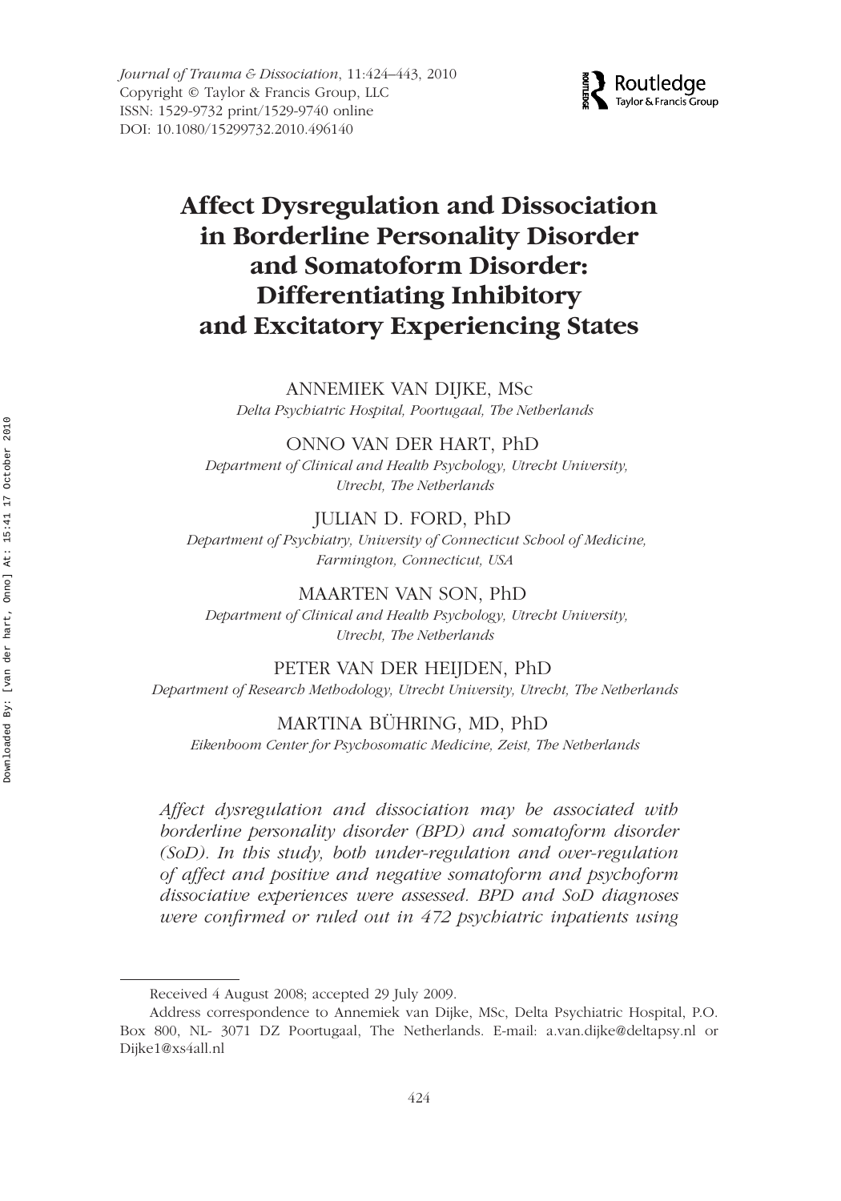# Affect Dysregulation and Dissociation in Borderline Personality Disorder and Somatoform Disorder: Differentiating Inhibitory and Excitatory Experiencing States

ANNEMIEK VAN DIJKE, MSc

*Delta Psychiatric Hospital, Poortugaal, The Netherlands*

ONNO VAN DER HART, PhD

*Department of Clinical and Health Psychology, Utrecht University, Utrecht, The Netherlands*

JULIAN D. FORD, PhD

*Department of Psychiatry, University of Connecticut School of Medicine, Farmington, Connecticut, USA*

MAARTEN VAN SON, PhD

*Department of Clinical and Health Psychology, Utrecht University, Utrecht, The Netherlands*

PETER VAN DER HEIJDEN, PhD

*Department of Research Methodology, Utrecht University, Utrecht, The Netherlands*

MARTINA BÜHRING, MD, PhD

*Eikenboom Center for Psychosomatic Medicine, Zeist, The Netherlands*

*Affect dysregulation and dissociation may be associated with borderline personality disorder (BPD) and somatoform disorder (SoD). In this study, both under-regulation and over-regulation of affect and positive and negative somatoform and psychoform dissociative experiences were assessed. BPD and SoD diagnoses were confirmed or ruled out in 472 psychiatric inpatients using*

Received 4 August 2008; accepted 29 July 2009.

Address correspondence to Annemiek van Dijke, MSc, Delta Psychiatric Hospital, P.O. Box 800, NL- 3071 DZ Poortugaal, The Netherlands. E-mail: a.van.dijke@deltapsy.nl or Dijke1@xs4all.nl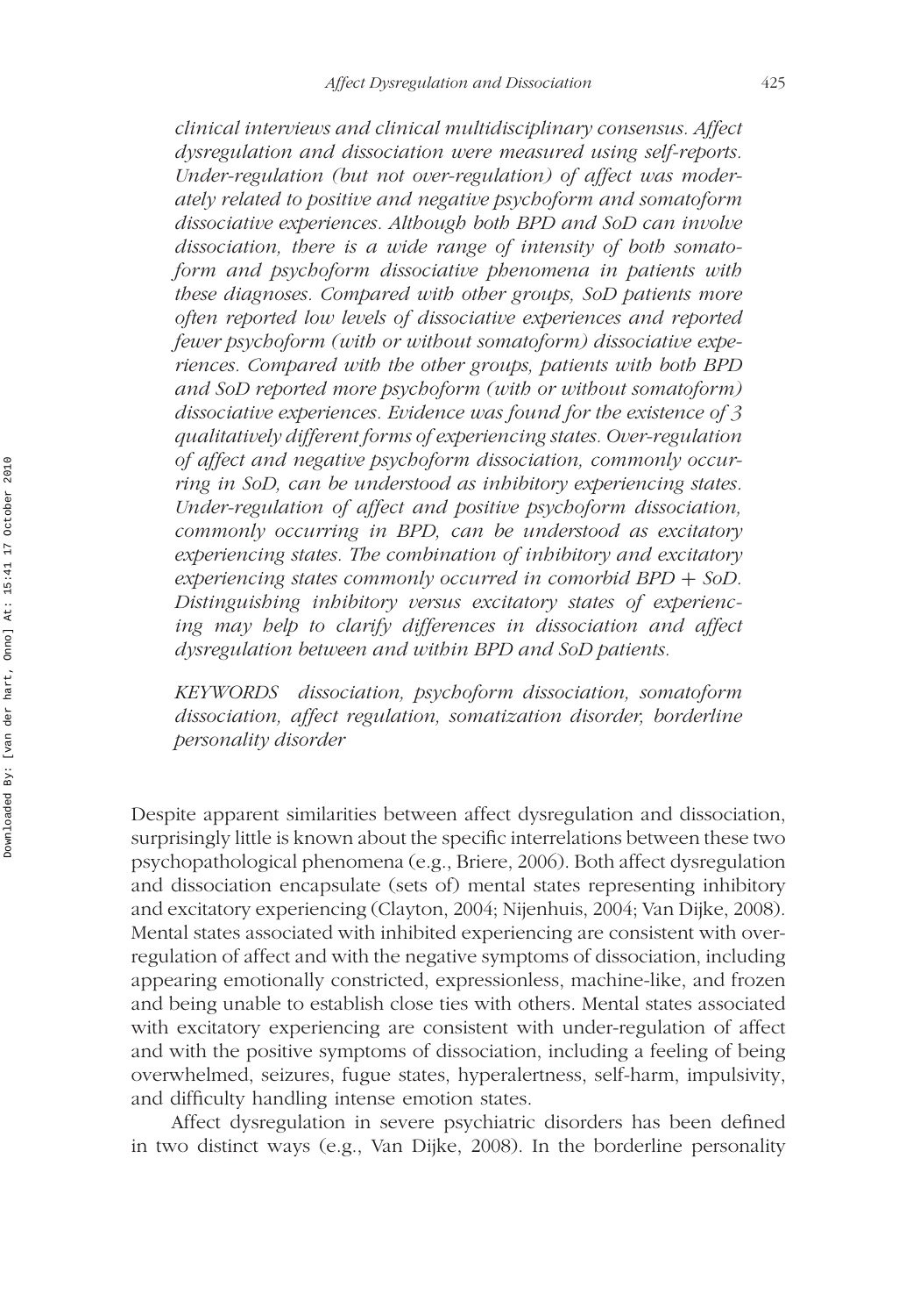*clinical interviews and clinical multidisciplinary consensus. Affect dysregulation and dissociation were measured using self-reports. Under-regulation (but not over-regulation) of affect was moderately related to positive and negative psychoform and somatoform dissociative experiences. Although both BPD and SoD can involve dissociation, there is a wide range of intensity of both somatoform and psychoform dissociative phenomena in patients with these diagnoses. Compared with other groups, SoD patients more often reported low levels of dissociative experiences and reported fewer psychoform (with or without somatoform) dissociative experiences. Compared with the other groups, patients with both BPD and SoD reported more psychoform (with or without somatoform) dissociative experiences. Evidence was found for the existence of 3 qualitatively different forms of experiencing states. Over-regulation of affect and negative psychoform dissociation, commonly occurring in SoD, can be understood as inhibitory experiencing states. Under-regulation of affect and positive psychoform dissociation, commonly occurring in BPD, can be understood as excitatory experiencing states. The combination of inhibitory and excitatory experiencing states commonly occurred in comorbid BPD + SoD. Distinguishing inhibitory versus excitatory states of experiencing may help to clarify differences in dissociation and affect dysregulation between and within BPD and SoD patients.*

*KEYWORDS dissociation, psychoform dissociation, somatoform dissociation, affect regulation, somatization disorder, borderline personality disorder*

Despite apparent similarities between affect dysregulation and dissociation, surprisingly little is known about the specific interrelations between these two psychopathological phenomena (e.g., Briere, 2006). Both affect dysregulation and dissociation encapsulate (sets of) mental states representing inhibitory and excitatory experiencing (Clayton, 2004; Nijenhuis, 2004; Van Dijke, 2008). Mental states associated with inhibited experiencing are consistent with over-regulation of affect and with the negative symptoms of dissociation, including appearing emotionally constricted, expressionless, machine-like, and frozen and being unable to establish close ties with others. Mental states associated with excitatory experiencing are consistent with under-regulation of affect and with the positive symptoms of dissociation, including a feeling of being overwhelmed, seizures, fugue states, hyperalertness, self-harm, impulsivity, and difficulty handling intense emotion states.

Affect dysregulation in severe psychiatric disorders has been defined in two distinct ways (e.g., Van Dijke, 2008). In the borderline personality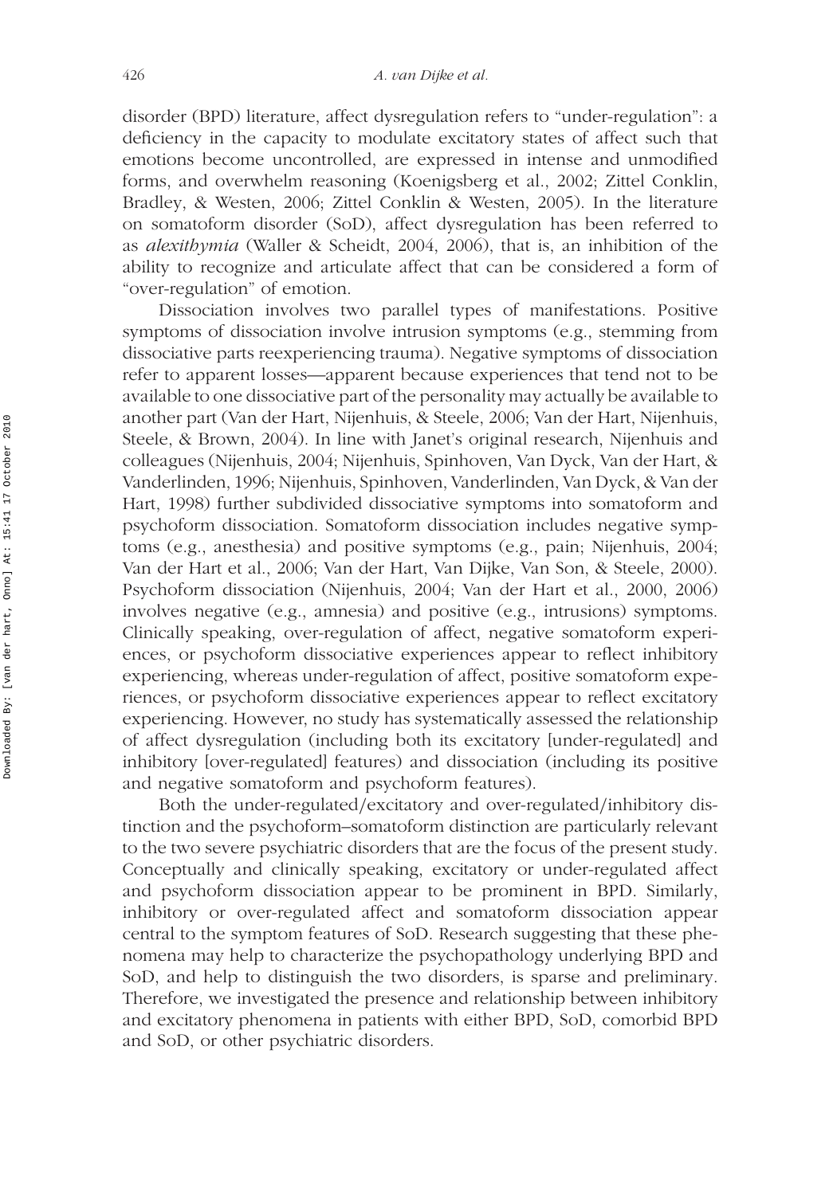disorder (BPD) literature, affect dysregulation refers to "under-regulation": a deficiency in the capacity to modulate excitatory states of affect such that emotions become uncontrolled, are expressed in intense and unmodified forms, and overwhelm reasoning (Koenigsberg et al., 2002; Zittel Conklin, Bradley, & Westen, 2006; Zittel Conklin & Westen, 2005). In the literature on somatoform disorder (SoD), affect dysregulation has been referred to as *alexithymia* (Waller & Scheidt, 2004, 2006), that is, an inhibition of the ability to recognize and articulate affect that can be considered a form of "over-regulation" of emotion.

Dissociation involves two parallel types of manifestations. Positive symptoms of dissociation involve intrusion symptoms (e.g., stemming from dissociative parts reexperiencing trauma). Negative symptoms of dissociation refer to apparent losses—apparent because experiences that tend not to be available to one dissociative part of the personality may actually be available to another part (Van der Hart, Nijenhuis, & Steele, 2006; Van der Hart, Nijenhuis, Steele, & Brown, 2004). In line with Janet's original research, Nijenhuis and colleagues (Nijenhuis, 2004; Nijenhuis, Spinhoven, Van Dyck, Van der Hart, & Vanderlinden, 1996; Nijenhuis, Spinhoven, Vanderlinden, Van Dyck, & Van der Hart, 1998) further subdivided dissociative symptoms into somatoform and psychoform dissociation. Somatoform dissociation includes negative symptoms (e.g., anesthesia) and positive symptoms (e.g., pain; Nijenhuis, 2004; Van der Hart et al., 2006; Van der Hart, Van Dijke, Van Son, & Steele, 2000). Psychoform dissociation (Nijenhuis, 2004; Van der Hart et al., 2000, 2006) involves negative (e.g., amnesia) and positive (e.g., intrusions) symptoms. Clinically speaking, over-regulation of affect, negative somatoform experiences, or psychoform dissociative experiences appear to reflect inhibitory experiencing, whereas under-regulation of affect, positive somatoform experiences, or psychoform dissociative experiences appear to reflect excitatory experiencing. However, no study has systematically assessed the relationship of affect dysregulation (including both its excitatory [under-regulated] and inhibitory [over-regulated] features) and dissociation (including its positive and negative somatoform and psychoform features).

Both the under-regulated/excitatory and over-regulated/inhibitory distinction and the psychoform–somatoform distinction are particularly relevant to the two severe psychiatric disorders that are the focus of the present study. Conceptually and clinically speaking, excitatory or under-regulated affect and psychoform dissociation appear to be prominent in BPD. Similarly, inhibitory or over-regulated affect and somatoform dissociation appear central to the symptom features of SoD. Research suggesting that these phenomena may help to characterize the psychopathology underlying BPD and SoD, and help to distinguish the two disorders, is sparse and preliminary. Therefore, we investigated the presence and relationship between inhibitory and excitatory phenomena in patients with either BPD, SoD, comorbid BPD and SoD, or other psychiatric disorders.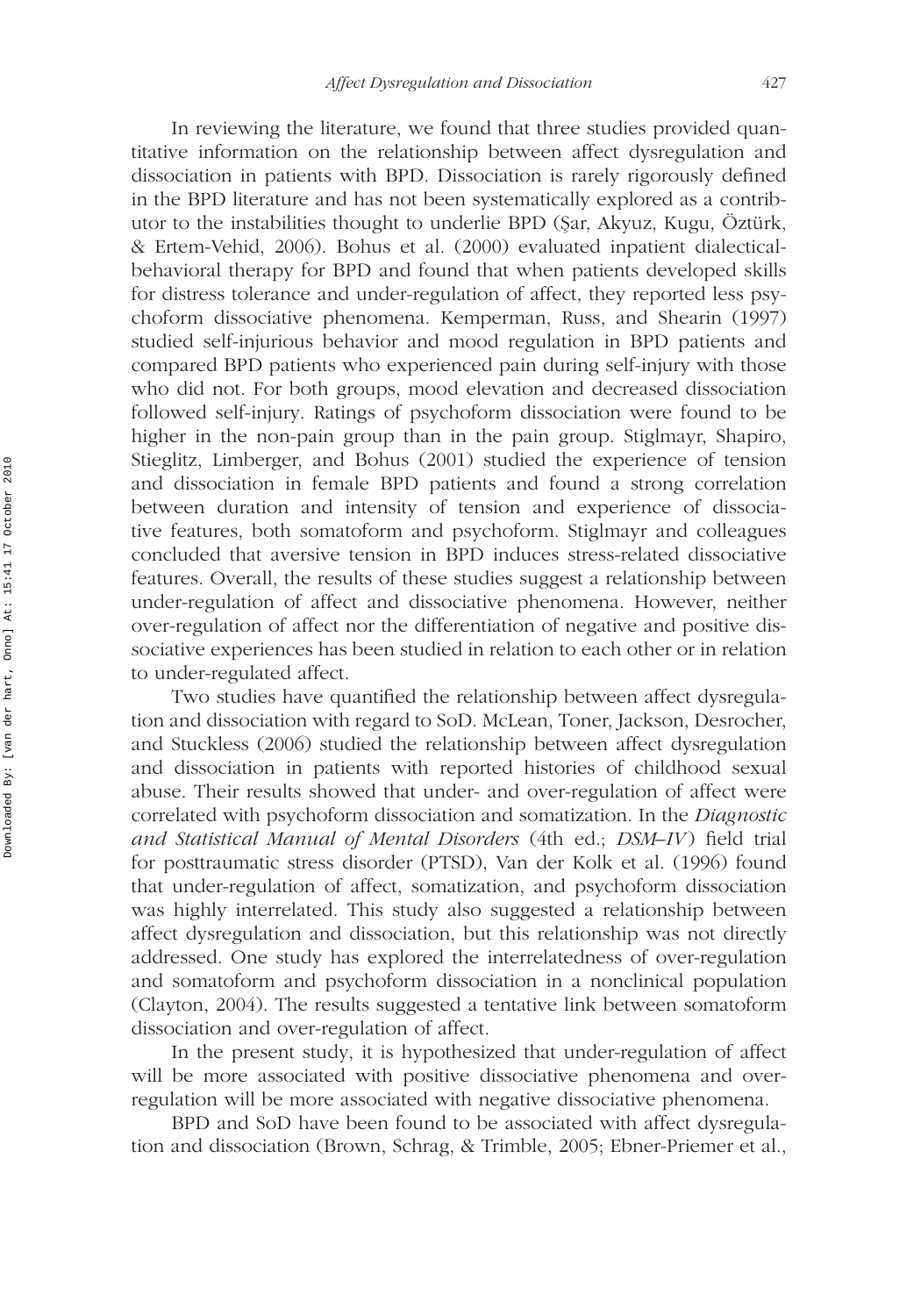In reviewing the literature, we found that three studies provided quantitative information on the relationship between affect dysregulation and dissociation in patients with BPD. Dissociation is rarely rigorously defined in the BPD literature and has not been systematically explored as a contributor to the instabilities thought to underlie BPD (Şar, Akyuz, Kugu, Öztürk, & Ertem-Vehid, 2006). Bohus et al. (2000) evaluated inpatient dialectical-behavioral therapy for BPD and found that when patients developed skills for distress tolerance and under-regulation of affect, they reported less psychoform dissociative phenomena. Kemperman, Russ, and Shearin (1997) studied self-injurious behavior and mood regulation in BPD patients and compared BPD patients who experienced pain during self-injury with those who did not. For both groups, mood elevation and decreased dissociation followed self-injury. Ratings of psychoform dissociation were found to be higher in the non-pain group than in the pain group. Stiglmayr, Shapiro, Stieglitz, Limberger, and Bohus (2001) studied the experience of tension and dissociation in female BPD patients and found a strong correlation between duration and intensity of tension and experience of dissociative features, both somatoform and psychoform. Stiglmayr and colleagues concluded that aversive tension in BPD induces stress-related dissociative features. Overall, the results of these studies suggest a relationship between under-regulation of affect and dissociative phenomena. However, neither over-regulation of affect nor the differentiation of negative and positive dissociative experiences has been studied in relation to each other or in relation to under-regulated affect.

Two studies have quantified the relationship between affect dysregulation and dissociation with regard to SoD. McLean, Toner, Jackson, Desrocher, and Stuckless (2006) studied the relationship between affect dysregulation and dissociation in patients with reported histories of childhood sexual abuse. Their results showed that under- and over-regulation of affect were correlated with psychoform dissociation and somatization. In the *Diagnostic and Statistical Manual of Mental Disorders* (4th ed.; *DSM–IV*) field trial for posttraumatic stress disorder (PTSD), Van der Kolk et al. (1996) found that under-regulation of affect, somatization, and psychoform dissociation was highly interrelated. This study also suggested a relationship between affect dysregulation and dissociation, but this relationship was not directly addressed. One study has explored the interrelatedness of over-regulation and somatoform and psychoform dissociation in a nonclinical population (Clayton, 2004). The results suggested a tentative link between somatoform dissociation and over-regulation of affect.

In the present study, it is hypothesized that under-regulation of affect will be more associated with positive dissociative phenomena and over-regulation will be more associated with negative dissociative phenomena.

BPD and SoD have been found to be associated with affect dysregulation and dissociation (Brown, Schrag, & Trimble, 2005; Ebner-Priemer et al.,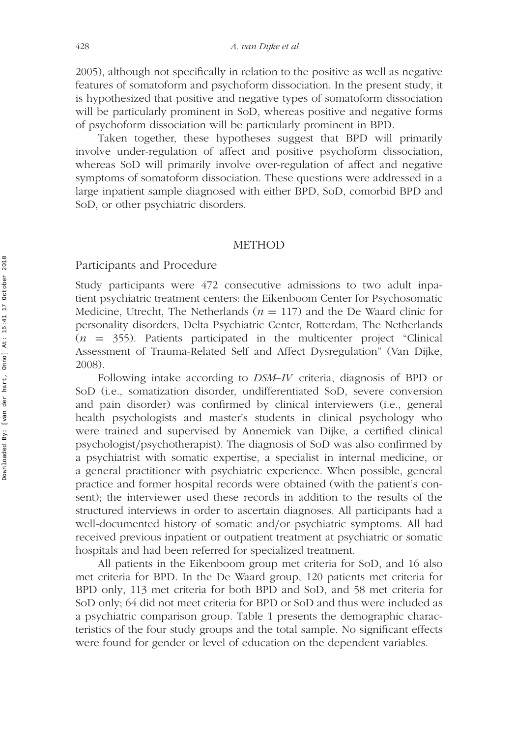2005), although not specifically in relation to the positive as well as negative features of somatoform and psychoform dissociation. In the present study, it is hypothesized that positive and negative types of somatoform dissociation will be particularly prominent in SoD, whereas positive and negative forms of psychoform dissociation will be particularly prominent in BPD.

Taken together, these hypotheses suggest that BPD will primarily involve under-regulation of affect and positive psychoform dissociation, whereas SoD will primarily involve over-regulation of affect and negative symptoms of somatoform dissociation. These questions were addressed in a large inpatient sample diagnosed with either BPD, SoD, comorbid BPD and SoD, or other psychiatric disorders.

## METHOD

### Participants and Procedure

Study participants were 472 consecutive admissions to two adult inpatient psychiatric treatment centers: the Eikenboom Center for Psychosomatic Medicine, Utrecht, The Netherlands ($n = 117$) and the De Waard clinic for personality disorders, Delta Psychiatric Center, Rotterdam, The Netherlands ($n = 355$). Patients participated in the multicenter project "Clinical Assessment of Trauma-Related Self and Affect Dysregulation" (Van Dijke, 2008).

Following intake according to *DSM–IV* criteria, diagnosis of BPD or SoD (i.e., somatization disorder, undifferentiated SoD, severe conversion and pain disorder) was confirmed by clinical interviewers (i.e., general health psychologists and master's students in clinical psychology who were trained and supervised by Annemiek van Dijke, a certified clinical psychologist/psychotherapist). The diagnosis of SoD was also confirmed by a psychiatrist with somatic expertise, a specialist in internal medicine, or a general practitioner with psychiatric experience. When possible, general practice and former hospital records were obtained (with the patient's consent); the interviewer used these records in addition to the results of the structured interviews in order to ascertain diagnoses. All participants had a well-documented history of somatic and/or psychiatric symptoms. All had received previous inpatient or outpatient treatment at psychiatric or somatic hospitals and had been referred for specialized treatment.

All patients in the Eikenboom group met criteria for SoD, and 16 also met criteria for BPD. In the De Waard group, 120 patients met criteria for BPD only, 113 met criteria for both BPD and SoD, and 58 met criteria for SoD only; 64 did not meet criteria for BPD or SoD and thus were included as a psychiatric comparison group. Table 1 presents the demographic characteristics of the four study groups and the total sample. No significant effects were found for gender or level of education on the dependent variables.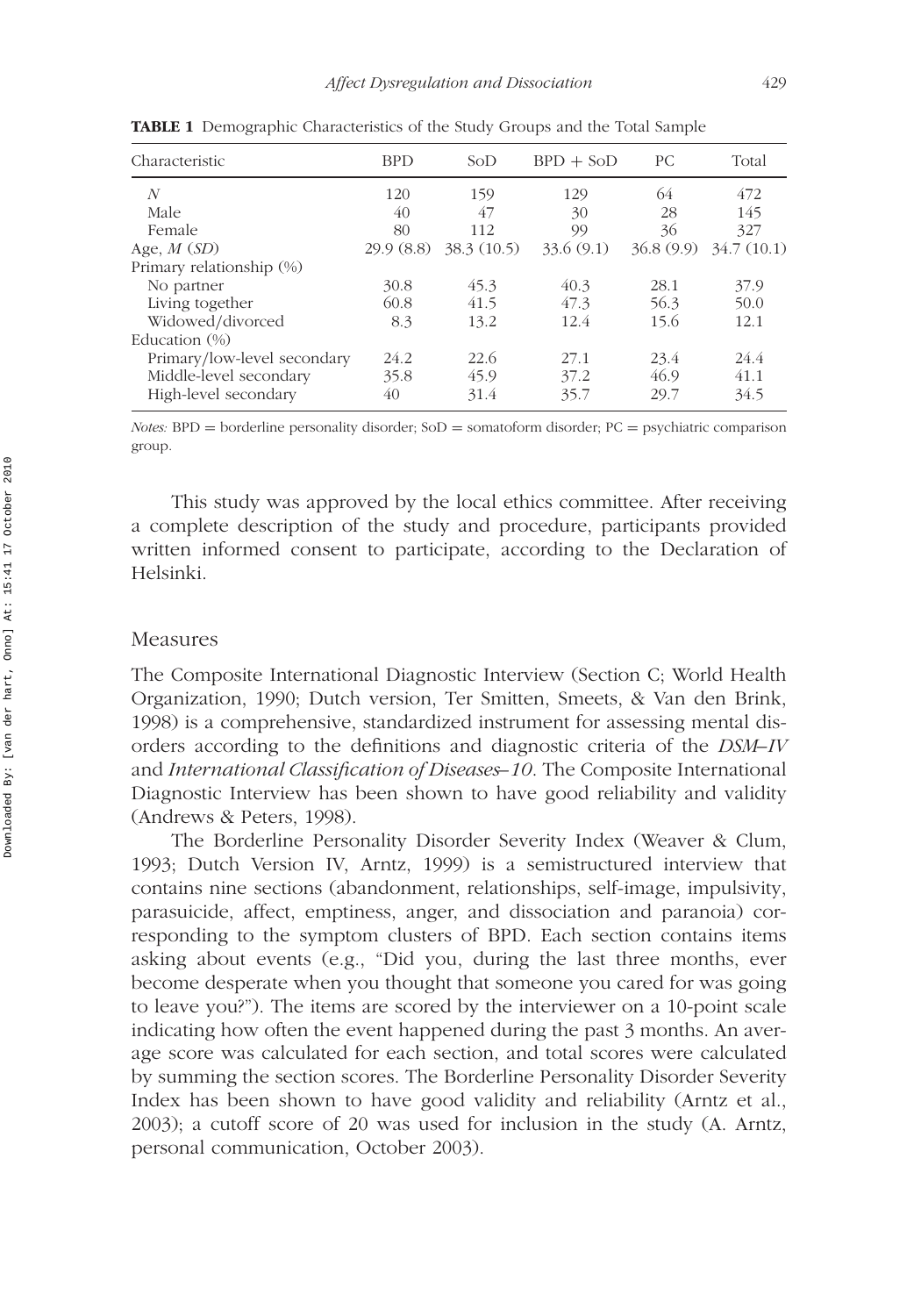**TABLE 1** Demographic Characteristics of the Study Groups and the Total Sample

| Characteristic | BPD | SoD | BPD + SoD | PC | Total |
|---|---|---|---|---|---|
| *N* | 120 | 159 | 129 | 64 | 472 |
| Male | 40 | 47 | 30 | 28 | 145 |
| Female | 80 | 112 | 99 | 36 | 327 |
| Age, *M* (*SD*) | 29.9 (8.8) | 38.3 (10.5) | 33.6 (9.1) | 36.8 (9.9) | 34.7 (10.1) |
| Primary relationship (%) | | | | | |
| No partner | 30.8 | 45.3 | 40.3 | 28.1 | 37.9 |
| Living together | 60.8 | 41.5 | 47.3 | 56.3 | 50.0 |
| Widowed/divorced | 8.3 | 13.2 | 12.4 | 15.6 | 12.1 |
| Education (%) | | | | | |
| Primary/low-level secondary | 24.2 | 22.6 | 27.1 | 23.4 | 24.4 |
| Middle-level secondary | 35.8 | 45.9 | 37.2 | 46.9 | 41.1 |
| High-level secondary | 40 | 31.4 | 35.7 | 29.7 | 34.5 |

*Notes:* BPD = borderline personality disorder; SoD = somatoform disorder; PC = psychiatric comparison group.

This study was approved by the local ethics committee. After receiving a complete description of the study and procedure, participants provided written informed consent to participate, according to the Declaration of Helsinki.

## Measures

The Composite International Diagnostic Interview (Section C; World Health Organization, 1990; Dutch version, Ter Smitten, Smeets, & Van den Brink, 1998) is a comprehensive, standardized instrument for assessing mental disorders according to the definitions and diagnostic criteria of the *DSM–IV* and *International Classification of Diseases–10*. The Composite International Diagnostic Interview has been shown to have good reliability and validity (Andrews & Peters, 1998).

The Borderline Personality Disorder Severity Index (Weaver & Clum, 1993; Dutch Version IV, Arntz, 1999) is a semistructured interview that contains nine sections (abandonment, relationships, self-image, impulsivity, parasuicide, affect, emptiness, anger, and dissociation and paranoia) corresponding to the symptom clusters of BPD. Each section contains items asking about events (e.g., "Did you, during the last three months, ever become desperate when you thought that someone you cared for was going to leave you?"). The items are scored by the interviewer on a 10-point scale indicating how often the event happened during the past 3 months. An average score was calculated for each section, and total scores were calculated by summing the section scores. The Borderline Personality Disorder Severity Index has been shown to have good validity and reliability (Arntz et al., 2003); a cutoff score of 20 was used for inclusion in the study (A. Arntz, personal communication, October 2003).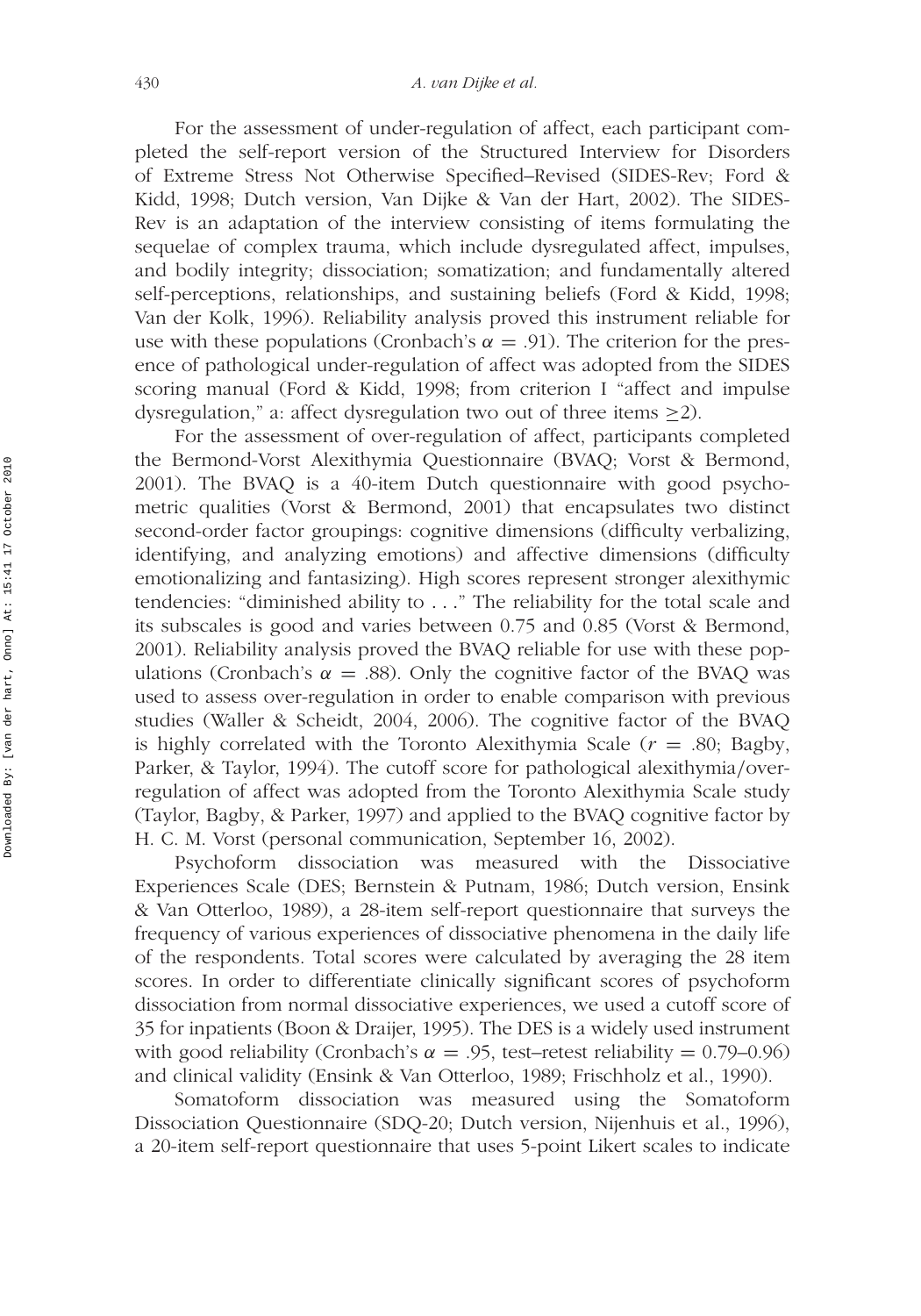For the assessment of under-regulation of affect, each participant completed the self-report version of the Structured Interview for Disorders of Extreme Stress Not Otherwise Specified–Revised (SIDES-Rev; Ford & Kidd, 1998; Dutch version, Van Dijke & Van der Hart, 2002). The SIDES-Rev is an adaptation of the interview consisting of items formulating the sequelae of complex trauma, which include dysregulated affect, impulses, and bodily integrity; dissociation; somatization; and fundamentally altered self-perceptions, relationships, and sustaining beliefs (Ford & Kidd, 1998; Van der Kolk, 1996). Reliability analysis proved this instrument reliable for use with these populations (Cronbach's $\alpha = .91$). The criterion for the presence of pathological under-regulation of affect was adopted from the SIDES scoring manual (Ford & Kidd, 1998; from criterion I "affect and impulse dysregulation," a: affect dysregulation two out of three items $\geq 2$).

For the assessment of over-regulation of affect, participants completed the Bermond-Vorst Alexithymia Questionnaire (BVAQ; Vorst & Bermond, 2001). The BVAQ is a 40-item Dutch questionnaire with good psychometric qualities (Vorst & Bermond, 2001) that encapsulates two distinct second-order factor groupings: cognitive dimensions (difficulty verbalizing, identifying, and analyzing emotions) and affective dimensions (difficulty emotionalizing and fantasizing). High scores represent stronger alexithymic tendencies: "diminished ability to . . ." The reliability for the total scale and its subscales is good and varies between 0.75 and 0.85 (Vorst & Bermond, 2001). Reliability analysis proved the BVAQ reliable for use with these populations (Cronbach's $\alpha = .88$). Only the cognitive factor of the BVAQ was used to assess over-regulation in order to enable comparison with previous studies (Waller & Scheidt, 2004, 2006). The cognitive factor of the BVAQ is highly correlated with the Toronto Alexithymia Scale ($r = .80$; Bagby, Parker, & Taylor, 1994). The cutoff score for pathological alexithymia/over-regulation of affect was adopted from the Toronto Alexithymia Scale study (Taylor, Bagby, & Parker, 1997) and applied to the BVAQ cognitive factor by H. C. M. Vorst (personal communication, September 16, 2002).

Psychoform dissociation was measured with the Dissociative Experiences Scale (DES; Bernstein & Putnam, 1986; Dutch version, Ensink & Van Otterloo, 1989), a 28-item self-report questionnaire that surveys the frequency of various experiences of dissociative phenomena in the daily life of the respondents. Total scores were calculated by averaging the 28 item scores. In order to differentiate clinically significant scores of psychoform dissociation from normal dissociative experiences, we used a cutoff score of 35 for inpatients (Boon & Draijer, 1995). The DES is a widely used instrument with good reliability (Cronbach's $\alpha = .95$, test–retest reliability $= 0.79$–$0.96$) and clinical validity (Ensink & Van Otterloo, 1989; Frischholz et al., 1990).

Somatoform dissociation was measured using the Somatoform Dissociation Questionnaire (SDQ-20; Dutch version, Nijenhuis et al., 1996), a 20-item self-report questionnaire that uses 5-point Likert scales to indicate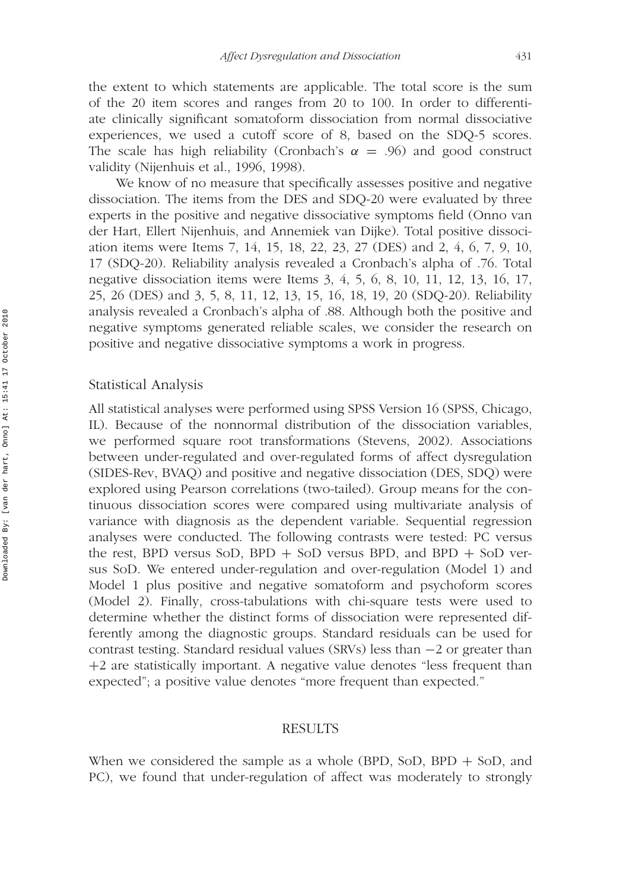the extent to which statements are applicable. The total score is the sum of the 20 item scores and ranges from 20 to 100. In order to differentiate clinically significant somatoform dissociation from normal dissociative experiences, we used a cutoff score of 8, based on the SDQ-5 scores. The scale has high reliability (Cronbach's $\alpha = .96$) and good construct validity (Nijenhuis et al., 1996, 1998).

We know of no measure that specifically assesses positive and negative dissociation. The items from the DES and SDQ-20 were evaluated by three experts in the positive and negative dissociative symptoms field (Onno van der Hart, Ellert Nijenhuis, and Annemiek van Dijke). Total positive dissociation items were Items 7, 14, 15, 18, 22, 23, 27 (DES) and 2, 4, 6, 7, 9, 10, 17 (SDQ-20). Reliability analysis revealed a Cronbach's alpha of .76. Total negative dissociation items were Items 3, 4, 5, 6, 8, 10, 11, 12, 13, 16, 17, 25, 26 (DES) and 3, 5, 8, 11, 12, 13, 15, 16, 18, 19, 20 (SDQ-20). Reliability analysis revealed a Cronbach's alpha of .88. Although both the positive and negative symptoms generated reliable scales, we consider the research on positive and negative dissociative symptoms a work in progress.

## Statistical Analysis

All statistical analyses were performed using SPSS Version 16 (SPSS, Chicago, IL). Because of the nonnormal distribution of the dissociation variables, we performed square root transformations (Stevens, 2002). Associations between under-regulated and over-regulated forms of affect dysregulation (SIDES-Rev, BVAQ) and positive and negative dissociation (DES, SDQ) were explored using Pearson correlations (two-tailed). Group means for the continuous dissociation scores were compared using multivariate analysis of variance with diagnosis as the dependent variable. Sequential regression analyses were conducted. The following contrasts were tested: PC versus the rest, BPD versus SoD, BPD + SoD versus BPD, and BPD + SoD versus SoD. We entered under-regulation and over-regulation (Model 1) and Model 1 plus positive and negative somatoform and psychoform scores (Model 2). Finally, cross-tabulations with chi-square tests were used to determine whether the distinct forms of dissociation were represented differently among the diagnostic groups. Standard residuals can be used for contrast testing. Standard residual values (SRVs) less than $-2$ or greater than $+2$ are statistically important. A negative value denotes "less frequent than expected"; a positive value denotes "more frequent than expected."

# RESULTS

When we considered the sample as a whole (BPD, SoD, BPD + SoD, and PC), we found that under-regulation of affect was moderately to strongly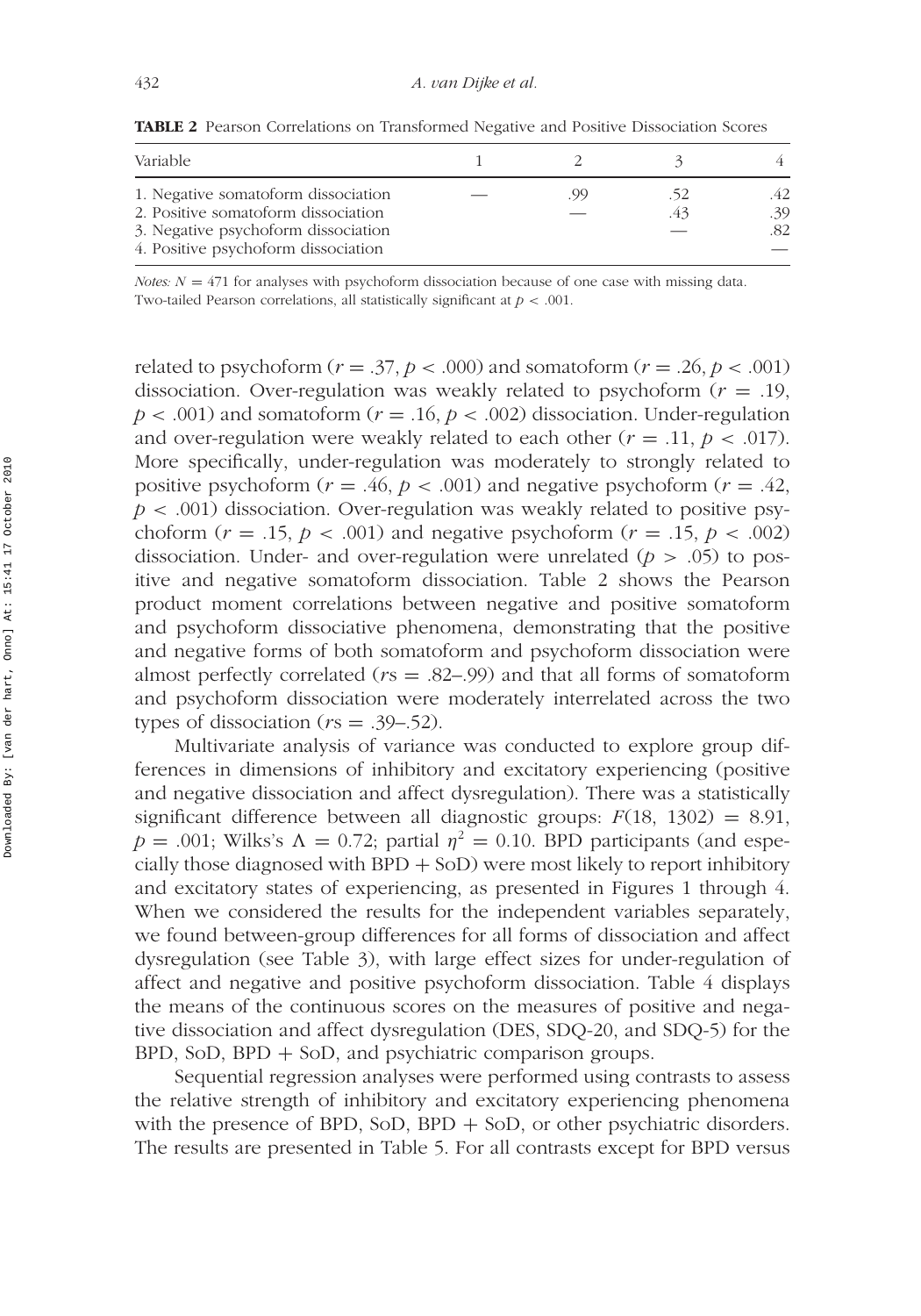**TABLE 2** Pearson Correlations on Transformed Negative and Positive Dissociation Scores

| Variable | 1 | 2 | 3 | 4 |
|---|---|---|---|---|
| 1. Negative somatoform dissociation | — | .99 | .52 | .42 |
| 2. Positive somatoform dissociation | | — | .43 | .39 |
| 3. Negative psychoform dissociation | | | — | .82 |
| 4. Positive psychoform dissociation | | | | — |

*Notes:* $N = 471$ for analyses with psychoform dissociation because of one case with missing data. Two-tailed Pearson correlations, all statistically significant at $p < .001$.

related to psychoform ($r = .37$, $p < .000$) and somatoform ($r = .26$, $p < .001$) dissociation. Over-regulation was weakly related to psychoform ($r = .19$, $p < .001$) and somatoform ($r = .16$, $p < .002$) dissociation. Under-regulation and over-regulation were weakly related to each other ($r = .11$, $p < .017$). More specifically, under-regulation was moderately to strongly related to positive psychoform ($r = .46$, $p < .001$) and negative psychoform ($r = .42$, $p < .001$) dissociation. Over-regulation was weakly related to positive psychoform ($r = .15$, $p < .001$) and negative psychoform ($r = .15$, $p < .002$) dissociation. Under- and over-regulation were unrelated ($p > .05$) to positive and negative somatoform dissociation. Table 2 shows the Pearson product moment correlations between negative and positive somatoform and psychoform dissociative phenomena, demonstrating that the positive and negative forms of both somatoform and psychoform dissociation were almost perfectly correlated ($r$s = .82–.99) and that all forms of somatoform and psychoform dissociation were moderately interrelated across the two types of dissociation ($r$s = .39–.52).

Multivariate analysis of variance was conducted to explore group differences in dimensions of inhibitory and excitatory experiencing (positive and negative dissociation and affect dysregulation). There was a statistically significant difference between all diagnostic groups: $F(18, 1302) = 8.91$, $p = .001$; Wilks's $\Lambda = 0.72$; partial $\eta^2 = 0.10$. BPD participants (and especially those diagnosed with BPD + SoD) were most likely to report inhibitory and excitatory states of experiencing, as presented in Figures 1 through 4. When we considered the results for the independent variables separately, we found between-group differences for all forms of dissociation and affect dysregulation (see Table 3), with large effect sizes for under-regulation of affect and negative and positive psychoform dissociation. Table 4 displays the means of the continuous scores on the measures of positive and negative dissociation and affect dysregulation (DES, SDQ-20, and SDQ-5) for the BPD, SoD, BPD + SoD, and psychiatric comparison groups.

Sequential regression analyses were performed using contrasts to assess the relative strength of inhibitory and excitatory experiencing phenomena with the presence of BPD, SoD, BPD + SoD, or other psychiatric disorders. The results are presented in Table 5. For all contrasts except for BPD versus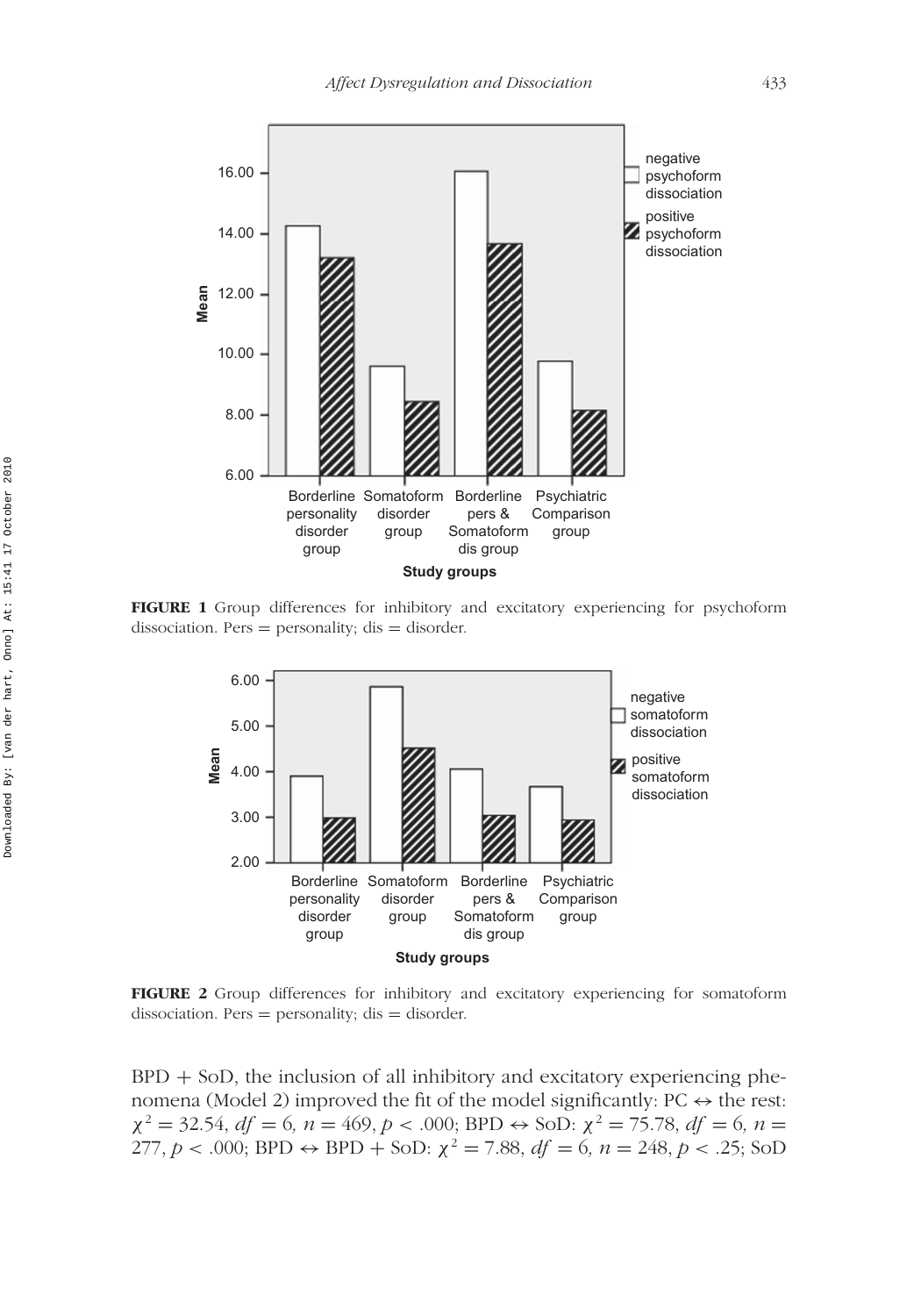**FIGURE 1** Group differences for inhibitory and excitatory experiencing for psychoform dissociation. Pers = personality; dis = disorder.

**FIGURE 2** Group differences for inhibitory and excitatory experiencing for somatoform dissociation. Pers = personality; dis = disorder.

BPD + SoD, the inclusion of all inhibitory and excitatory experiencing phenomena (Model 2) improved the fit of the model significantly: PC ↔ the rest: $\chi^2 = 32.54$, $df = 6$, $n = 469$, $p < .000$; BPD ↔ SoD: $\chi^2 = 75.78$, $df = 6$, $n = 277$, $p < .000$; BPD ↔ BPD + SoD: $\chi^2 = 7.88$, $df = 6$, $n = 248$, $p < .25$; SoD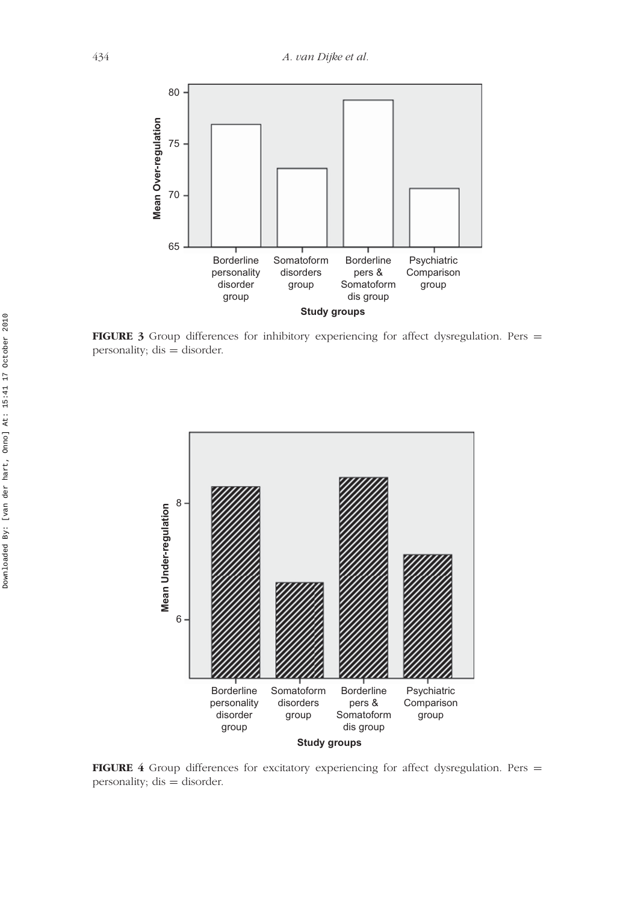**FIGURE 3** Group differences for inhibitory experiencing for affect dysregulation. Pers = personality; dis = disorder.

**FIGURE 4** Group differences for excitatory experiencing for affect dysregulation. Pers = personality; dis = disorder.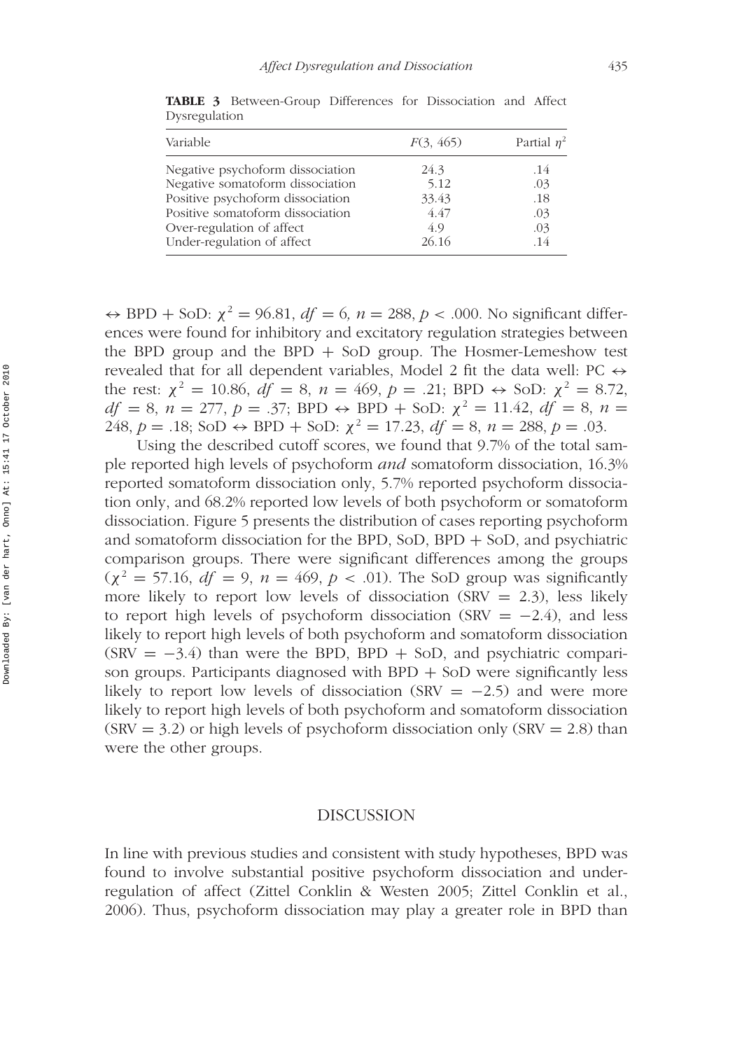**TABLE 3** Between-Group Differences for Dissociation and Affect Dysregulation

| Variable | $F(3, 465)$ | Partial $\eta^2$ |
|---|---|---|
| Negative psychoform dissociation | 24.3 | .14 |
| Negative somatoform dissociation | 5.12 | .03 |
| Positive psychoform dissociation | 33.43 | .18 |
| Positive somatoform dissociation | 4.47 | .03 |
| Over-regulation of affect | 4.9 | .03 |
| Under-regulation of affect | 26.16 | .14 |

↔ BPD + SoD: $\chi^2 = 96.81$, $df = 6$, $n = 288$, $p < .000$. No significant differences were found for inhibitory and excitatory regulation strategies between the BPD group and the BPD + SoD group. The Hosmer-Lemeshow test revealed that for all dependent variables, Model 2 fit the data well: PC ↔ the rest: $\chi^2 = 10.86$, $df = 8$, $n = 469$, $p = .21$; BPD ↔ SoD: $\chi^2 = 8.72$, $df = 8$, $n = 277$, $p = .37$; BPD ↔ BPD + SoD: $\chi^2 = 11.42$, $df = 8$, $n = 248$, $p = .18$; SoD ↔ BPD + SoD: $\chi^2 = 17.23$, $df = 8$, $n = 288$, $p = .03$.

Using the described cutoff scores, we found that 9.7% of the total sample reported high levels of psychoform *and* somatoform dissociation, 16.3% reported somatoform dissociation only, 5.7% reported psychoform dissociation only, and 68.2% reported low levels of both psychoform or somatoform dissociation. Figure 5 presents the distribution of cases reporting psychoform and somatoform dissociation for the BPD, SoD, BPD + SoD, and psychiatric comparison groups. There were significant differences among the groups ($\chi^2 = 57.16$, $df = 9$, $n = 469$, $p < .01$). The SoD group was significantly more likely to report low levels of dissociation (SRV = 2.3), less likely to report high levels of psychoform dissociation (SRV = −2.4), and less likely to report high levels of both psychoform and somatoform dissociation (SRV = −3.4) than were the BPD, BPD + SoD, and psychiatric comparison groups. Participants diagnosed with BPD + SoD were significantly less likely to report low levels of dissociation (SRV = −2.5) and were more likely to report high levels of both psychoform and somatoform dissociation (SRV = 3.2) or high levels of psychoform dissociation only (SRV = 2.8) than were the other groups.

## DISCUSSION

In line with previous studies and consistent with study hypotheses, BPD was found to involve substantial positive psychoform dissociation and under-regulation of affect (Zittel Conklin & Westen 2005; Zittel Conklin et al., 2006). Thus, psychoform dissociation may play a greater role in BPD than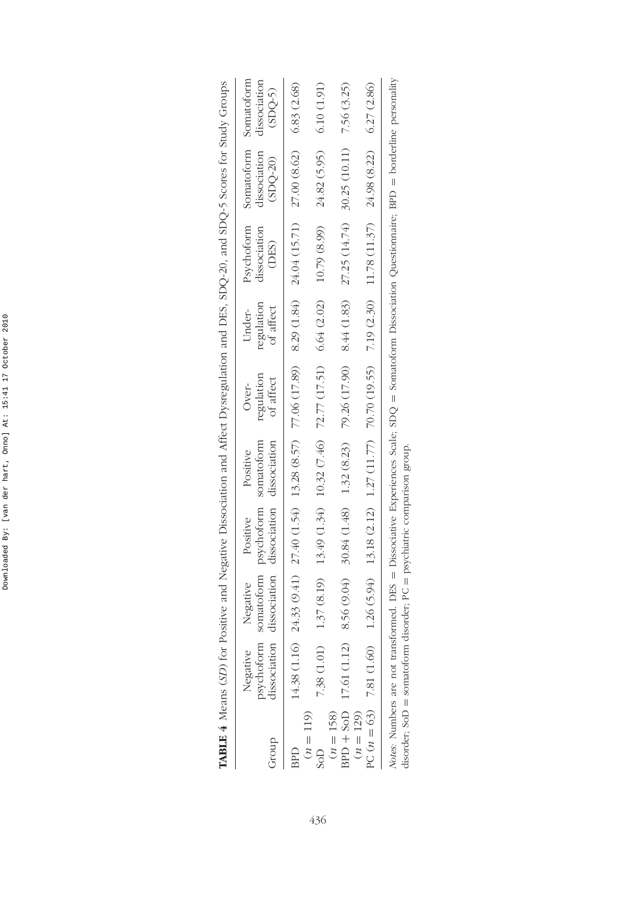**TABLE 4** Means (*SD*) for Positive and Negative Dissociation and Affect Dysregulation and DES, SDQ-20, and SDQ-5 Scores for Study Groups

| Group | Negative psychoform dissociation | Negative somatoform dissociation | Positive psychoform dissociation | Positive somatoform dissociation | Over-regulation of affect | Under-regulation of affect | Psychoform dissociation (DES) | Somatoform dissociation (SDQ-20) | Somatoform dissociation (SDQ-5) |
|---|---|---|---|---|---|---|---|---|---|
| BPD ($n = 119$) | 14.38 (1.16) | 24.33 (9.41) | 27.40 (1.54) | 13.28 (8.57) | 77.06 (17.89) | 8.29 (1.84) | 24.04 (15.71) | 27.00 (8.62) | 6.83 (2.68) |
| SoD ($n = 158$) | 7.38 (1.01) | 1.37 (8.19) | 13.49 (1.34) | 10.32 (7.46) | 72.77 (17.51) | 6.64 (2.02) | 10.79 (8.99) | 24.82 (5.95) | 6.10 (1.91) |
| BPD + SoD ($n = 129$) | 17.61 (1.12) | 8.56 (9.04) | 30.84 (1.48) | 1.32 (8.23) | 79.26 (17.90) | 8.44 (1.83) | 27.25 (14.74) | 30.25 (10.11) | 7.56 (3.25) |
| PC ($n = 63$) | 7.81 (1.60) | 1.26 (5.94) | 13.18 (2.12) | 1.27 (11.77) | 70.70 (19.55) | 7.19 (2.30) | 11.78 (11.37) | 24.98 (8.22) | 6.27 (2.86) |

*Notes*. Numbers are not transformed. DES = Dissociative Experiences Scale; SDQ = Somatoform Dissociation Questionnaire; BPD = borderline personality disorder; SoD = somatoform disorder; PC = psychiatric comparison group.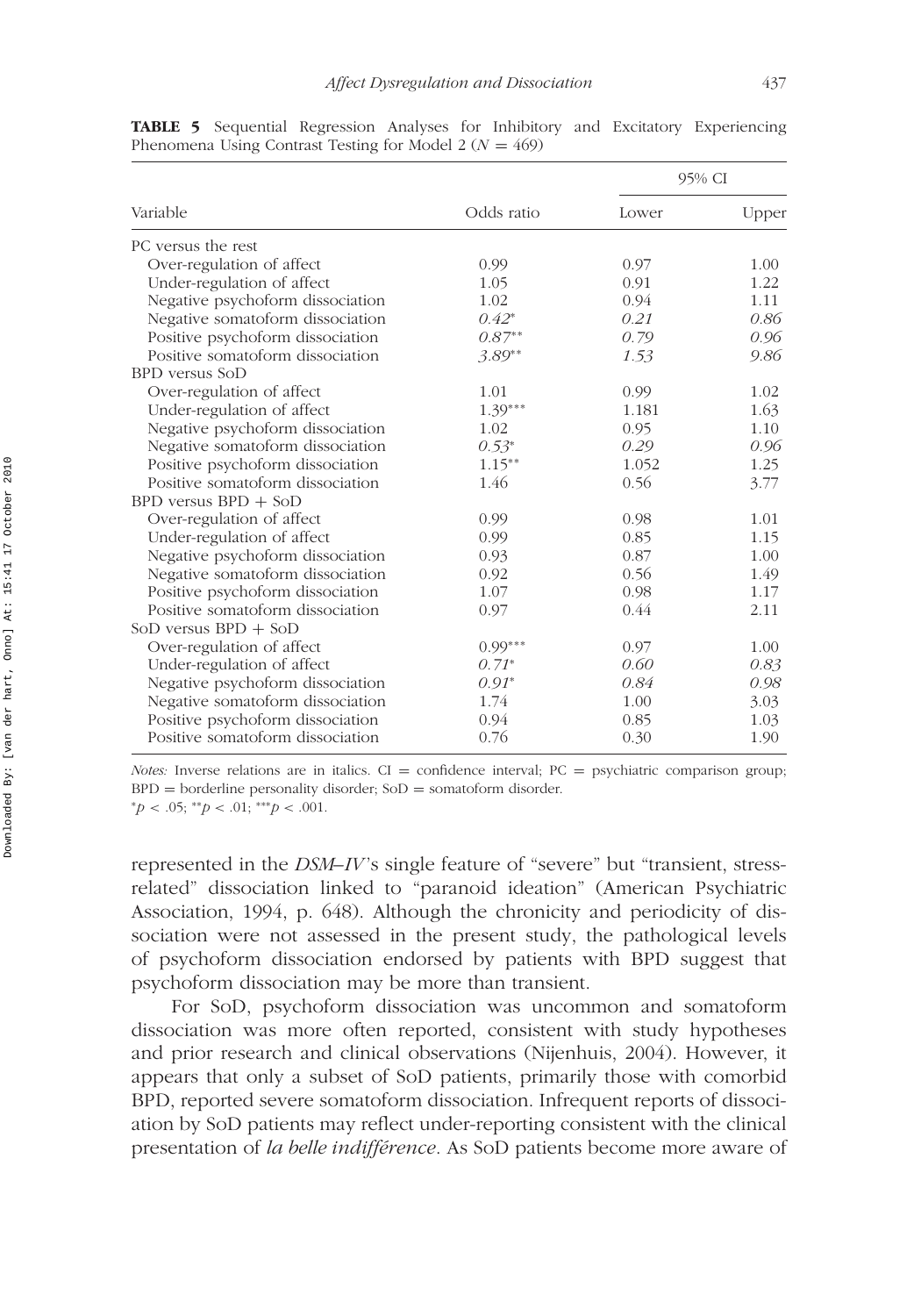**TABLE 5** Sequential Regression Analyses for Inhibitory and Excitatory Experiencing Phenomena Using Contrast Testing for Model 2 ($N = 469$)

| Variable | Odds ratio | 95% CI | |
|---|---|---|---|
| | | Lower | Upper |
| PC versus the rest | | | |
| Over-regulation of affect | 0.99 | 0.97 | 1.00 |
| Under-regulation of affect | 1.05 | 0.91 | 1.22 |
| Negative psychoform dissociation | 1.02 | 0.94 | 1.11 |
| Negative somatoform dissociation | *0.42\** | *0.21* | *0.86* |
| Positive psychoform dissociation | *0.87\*\** | *0.79* | *0.96* |
| Positive somatoform dissociation | *3.89\*\** | *1.53* | *9.86* |
| BPD versus SoD | | | |
| Over-regulation of affect | 1.01 | 0.99 | 1.02 |
| Under-regulation of affect | 1.39\*\*\* | 1.181 | 1.63 |
| Negative psychoform dissociation | 1.02 | 0.95 | 1.10 |
| Negative somatoform dissociation | *0.53\** | *0.29* | *0.96* |
| Positive psychoform dissociation | 1.15\*\* | 1.052 | 1.25 |
| Positive somatoform dissociation | 1.46 | 0.56 | 3.77 |
| BPD versus BPD + SoD | | | |
| Over-regulation of affect | 0.99 | 0.98 | 1.01 |
| Under-regulation of affect | 0.99 | 0.85 | 1.15 |
| Negative psychoform dissociation | 0.93 | 0.87 | 1.00 |
| Negative somatoform dissociation | 0.92 | 0.56 | 1.49 |
| Positive psychoform dissociation | 1.07 | 0.98 | 1.17 |
| Positive somatoform dissociation | 0.97 | 0.44 | 2.11 |
| SoD versus BPD + SoD | | | |
| Over-regulation of affect | 0.99\*\*\* | 0.97 | 1.00 |
| Under-regulation of affect | *0.71\** | *0.60* | *0.83* |
| Negative psychoform dissociation | *0.91\** | *0.84* | *0.98* |
| Negative somatoform dissociation | 1.74 | 1.00 | 3.03 |
| Positive psychoform dissociation | 0.94 | 0.85 | 1.03 |
| Positive somatoform dissociation | 0.76 | 0.30 | 1.90 |

*Notes:* Inverse relations are in italics. CI = confidence interval; PC = psychiatric comparison group; BPD = borderline personality disorder; SoD = somatoform disorder.
\*$p < .05$; \*\*$p < .01$; \*\*\*$p < .001$.

represented in the *DSM–IV*'s single feature of "severe" but "transient, stress-related" dissociation linked to "paranoid ideation" (American Psychiatric Association, 1994, p. 648). Although the chronicity and periodicity of dissociation were not assessed in the present study, the pathological levels of psychoform dissociation endorsed by patients with BPD suggest that psychoform dissociation may be more than transient.

For SoD, psychoform dissociation was uncommon and somatoform dissociation was more often reported, consistent with study hypotheses and prior research and clinical observations (Nijenhuis, 2004). However, it appears that only a subset of SoD patients, primarily those with comorbid BPD, reported severe somatoform dissociation. Infrequent reports of dissociation by SoD patients may reflect under-reporting consistent with the clinical presentation of *la belle indifférence*. As SoD patients become more aware of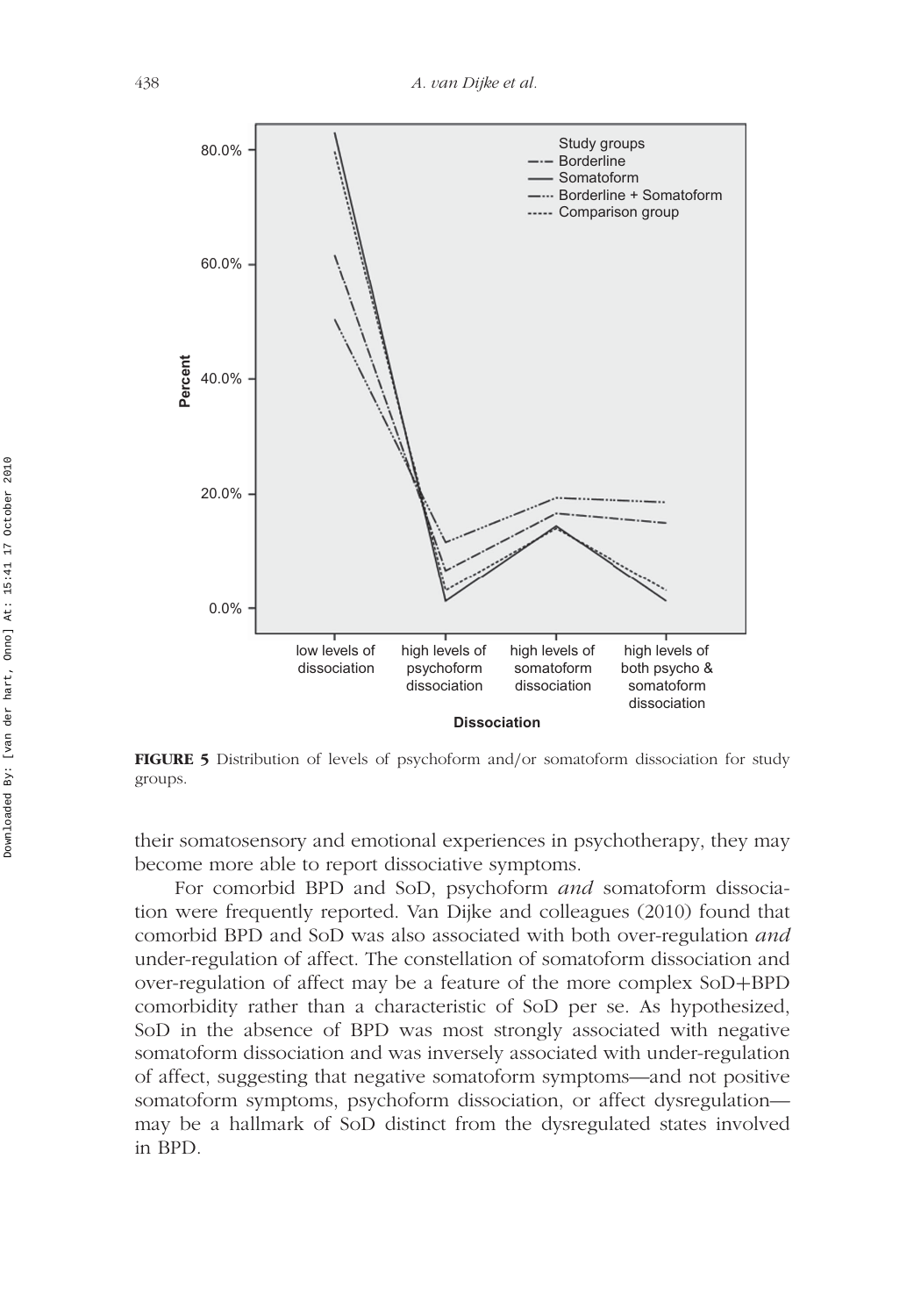**FIGURE 5** Distribution of levels of psychoform and/or somatoform dissociation for study groups.

their somatosensory and emotional experiences in psychotherapy, they may become more able to report dissociative symptoms.

For comorbid BPD and SoD, psychoform *and* somatoform dissociation were frequently reported. Van Dijke and colleagues (2010) found that comorbid BPD and SoD was also associated with both over-regulation *and* under-regulation of affect. The constellation of somatoform dissociation and over-regulation of affect may be a feature of the more complex SoD+BPD comorbidity rather than a characteristic of SoD per se. As hypothesized, SoD in the absence of BPD was most strongly associated with negative somatoform dissociation and was inversely associated with under-regulation of affect, suggesting that negative somatoform symptoms—and not positive somatoform symptoms, psychoform dissociation, or affect dysregulation—may be a hallmark of SoD distinct from the dysregulated states involved in BPD.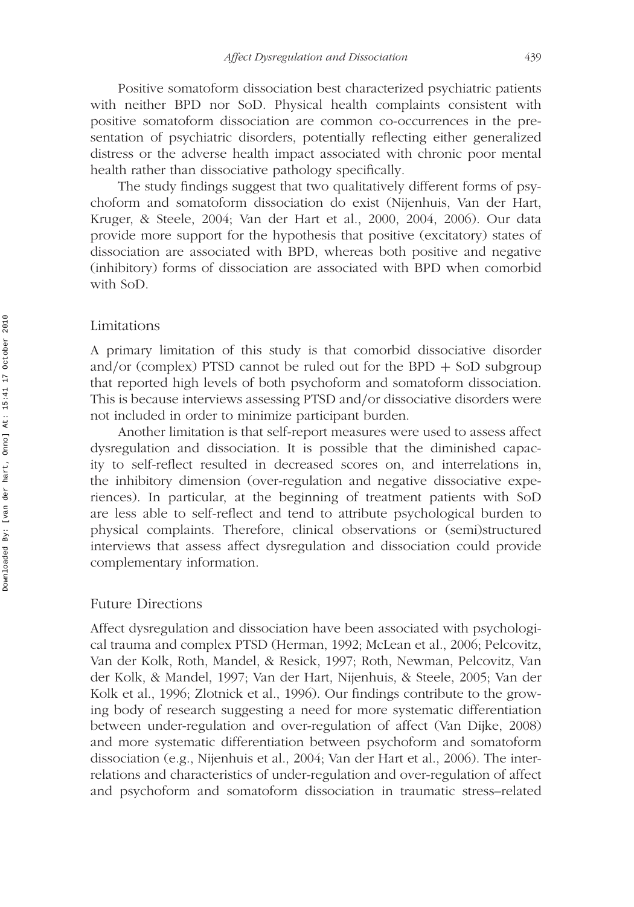Positive somatoform dissociation best characterized psychiatric patients with neither BPD nor SoD. Physical health complaints consistent with positive somatoform dissociation are common co-occurrences in the presentation of psychiatric disorders, potentially reflecting either generalized distress or the adverse health impact associated with chronic poor mental health rather than dissociative pathology specifically.

The study findings suggest that two qualitatively different forms of psychoform and somatoform dissociation do exist (Nijenhuis, Van der Hart, Kruger, & Steele, 2004; Van der Hart et al., 2000, 2004, 2006). Our data provide more support for the hypothesis that positive (excitatory) states of dissociation are associated with BPD, whereas both positive and negative (inhibitory) forms of dissociation are associated with BPD when comorbid with SoD.

## Limitations

A primary limitation of this study is that comorbid dissociative disorder and/or (complex) PTSD cannot be ruled out for the BPD + SoD subgroup that reported high levels of both psychoform and somatoform dissociation. This is because interviews assessing PTSD and/or dissociative disorders were not included in order to minimize participant burden.

Another limitation is that self-report measures were used to assess affect dysregulation and dissociation. It is possible that the diminished capacity to self-reflect resulted in decreased scores on, and interrelations in, the inhibitory dimension (over-regulation and negative dissociative experiences). In particular, at the beginning of treatment patients with SoD are less able to self-reflect and tend to attribute psychological burden to physical complaints. Therefore, clinical observations or (semi)structured interviews that assess affect dysregulation and dissociation could provide complementary information.

## Future Directions

Affect dysregulation and dissociation have been associated with psychological trauma and complex PTSD (Herman, 1992; McLean et al., 2006; Pelcovitz, Van der Kolk, Roth, Mandel, & Resick, 1997; Roth, Newman, Pelcovitz, Van der Kolk, & Mandel, 1997; Van der Hart, Nijenhuis, & Steele, 2005; Van der Kolk et al., 1996; Zlotnick et al., 1996). Our findings contribute to the growing body of research suggesting a need for more systematic differentiation between under-regulation and over-regulation of affect (Van Dijke, 2008) and more systematic differentiation between psychoform and somatoform dissociation (e.g., Nijenhuis et al., 2004; Van der Hart et al., 2006). The interrelations and characteristics of under-regulation and over-regulation of affect and psychoform and somatoform dissociation in traumatic stress–related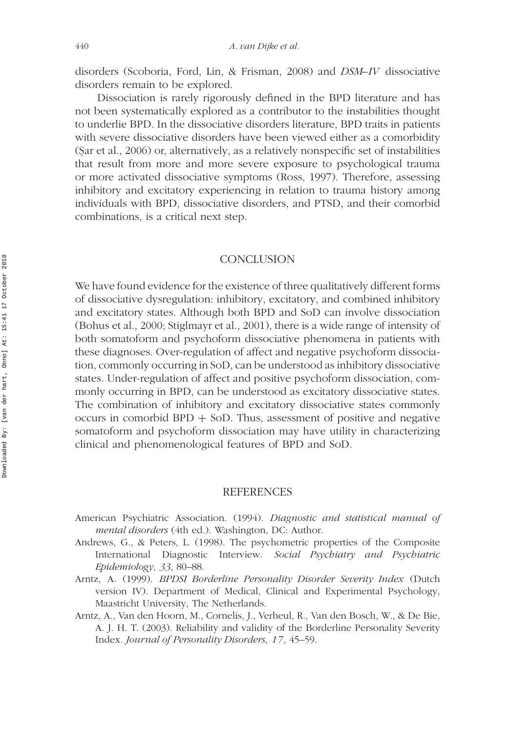disorders (Scoboria, Ford, Lin, & Frisman, 2008) and *DSM–IV* dissociative disorders remain to be explored.

Dissociation is rarely rigorously defined in the BPD literature and has not been systematically explored as a contributor to the instabilities thought to underlie BPD. In the dissociative disorders literature, BPD traits in patients with severe dissociative disorders have been viewed either as a comorbidity (Şar et al., 2006) or, alternatively, as a relatively nonspecific set of instabilities that result from more and more severe exposure to psychological trauma or more activated dissociative symptoms (Ross, 1997). Therefore, assessing inhibitory and excitatory experiencing in relation to trauma history among individuals with BPD, dissociative disorders, and PTSD, and their comorbid combinations, is a critical next step.

## CONCLUSION

We have found evidence for the existence of three qualitatively different forms of dissociative dysregulation: inhibitory, excitatory, and combined inhibitory and excitatory states. Although both BPD and SoD can involve dissociation (Bohus et al., 2000; Stiglmayr et al., 2001), there is a wide range of intensity of both somatoform and psychoform dissociative phenomena in patients with these diagnoses. Over-regulation of affect and negative psychoform dissociation, commonly occurring in SoD, can be understood as inhibitory dissociative states. Under-regulation of affect and positive psychoform dissociation, commonly occurring in BPD, can be understood as excitatory dissociative states. The combination of inhibitory and excitatory dissociative states commonly occurs in comorbid BPD + SoD. Thus, assessment of positive and negative somatoform and psychoform dissociation may have utility in characterizing clinical and phenomenological features of BPD and SoD.

## REFERENCES

American Psychiatric Association. (1994). *Diagnostic and statistical manual of mental disorders* (4th ed.). Washington, DC: Author.

Andrews, G., & Peters, L. (1998). The psychometric properties of the Composite International Diagnostic Interview. *Social Psychiatry and Psychiatric Epidemiology, 33*, 80–88.

Arntz, A. (1999). *BPDSI Borderline Personality Disorder Severity Index* (Dutch version IV). Department of Medical, Clinical and Experimental Psychology, Maastricht University, The Netherlands.

Arntz, A., Van den Hoorn, M., Cornelis, J., Verheul, R., Van den Bosch, W., & De Bie, A. J. H. T. (2003). Reliability and validity of the Borderline Personality Severity Index. *Journal of Personality Disorders, 17*, 45–59.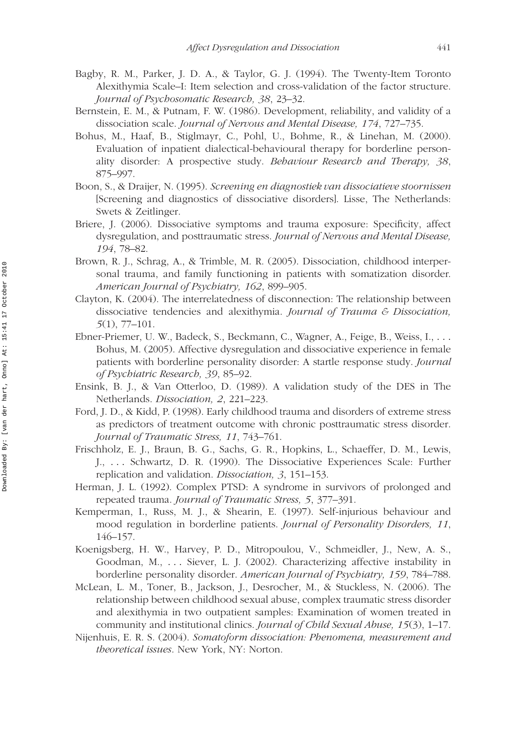Bagby, R. M., Parker, J. D. A., & Taylor, G. J. (1994). The Twenty-Item Toronto Alexithymia Scale–I: Item selection and cross-validation of the factor structure. *Journal of Psychosomatic Research, 38*, 23–32.

Bernstein, E. M., & Putnam, F. W. (1986). Development, reliability, and validity of a dissociation scale. *Journal of Nervous and Mental Disease, 174*, 727–735.

Bohus, M., Haaf, B., Stiglmayr, C., Pohl, U., Bohme, R., & Linehan, M. (2000). Evaluation of inpatient dialectical-behavioural therapy for borderline personality disorder: A prospective study. *Behaviour Research and Therapy, 38*, 875–997.

Boon, S., & Draijer, N. (1995). *Screening en diagnostiek van dissociatieve stoornissen* [Screening and diagnostics of dissociative disorders]. Lisse, The Netherlands: Swets & Zeitlinger.

Briere, J. (2006). Dissociative symptoms and trauma exposure: Specificity, affect dysregulation, and posttraumatic stress. *Journal of Nervous and Mental Disease, 194*, 78–82.

Brown, R. J., Schrag, A., & Trimble, M. R. (2005). Dissociation, childhood interpersonal trauma, and family functioning in patients with somatization disorder. *American Journal of Psychiatry, 162*, 899–905.

Clayton, K. (2004). The interrelatedness of disconnection: The relationship between dissociative tendencies and alexithymia. *Journal of Trauma & Dissociation, 5*(1), 77–101.

Ebner-Priemer, U. W., Badeck, S., Beckmann, C., Wagner, A., Feige, B., Weiss, I., . . . Bohus, M. (2005). Affective dysregulation and dissociative experience in female patients with borderline personality disorder: A startle response study. *Journal of Psychiatric Research, 39*, 85–92.

Ensink, B. J., & Van Otterloo, D. (1989). A validation study of the DES in The Netherlands. *Dissociation, 2*, 221–223.

Ford, J. D., & Kidd, P. (1998). Early childhood trauma and disorders of extreme stress as predictors of treatment outcome with chronic posttraumatic stress disorder. *Journal of Traumatic Stress, 11*, 743–761.

Frischholz, E. J., Braun, B. G., Sachs, G. R., Hopkins, L., Schaeffer, D. M., Lewis, J., . . . Schwartz, D. R. (1990). The Dissociative Experiences Scale: Further replication and validation. *Dissociation, 3*, 151–153.

Herman, J. L. (1992). Complex PTSD: A syndrome in survivors of prolonged and repeated trauma. *Journal of Traumatic Stress, 5*, 377–391.

Kemperman, I., Russ, M. J., & Shearin, E. (1997). Self-injurious behaviour and mood regulation in borderline patients. *Journal of Personality Disorders, 11*, 146–157.

Koenigsberg, H. W., Harvey, P. D., Mitropoulou, V., Schmeidler, J., New, A. S., Goodman, M., . . . Siever, L. J. (2002). Characterizing affective instability in borderline personality disorder. *American Journal of Psychiatry, 159*, 784–788.

McLean, L. M., Toner, B., Jackson, J., Desrocher, M., & Stuckless, N. (2006). The relationship between childhood sexual abuse, complex traumatic stress disorder and alexithymia in two outpatient samples: Examination of women treated in community and institutional clinics. *Journal of Child Sexual Abuse, 15*(3), 1–17.

Nijenhuis, E. R. S. (2004). *Somatoform dissociation: Phenomena, measurement and theoretical issues*. New York, NY: Norton.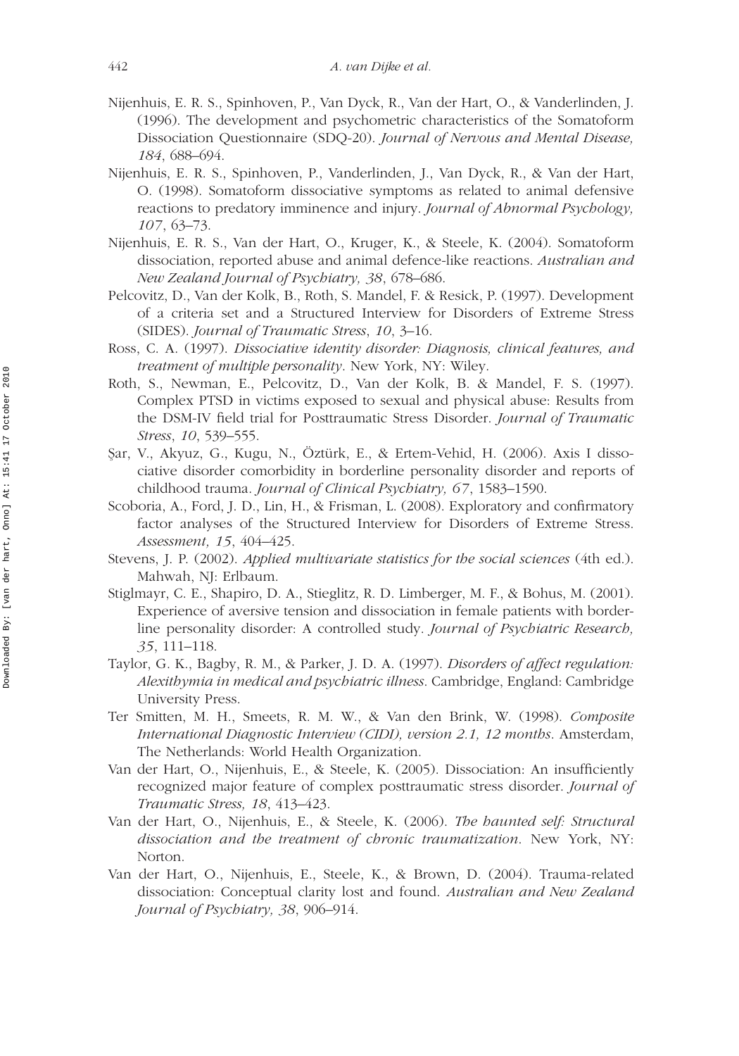Nijenhuis, E. R. S., Spinhoven, P., Van Dyck, R., Van der Hart, O., & Vanderlinden, J. (1996). The development and psychometric characteristics of the Somatoform Dissociation Questionnaire (SDQ-20). *Journal of Nervous and Mental Disease, 184*, 688–694.

Nijenhuis, E. R. S., Spinhoven, P., Vanderlinden, J., Van Dyck, R., & Van der Hart, O. (1998). Somatoform dissociative symptoms as related to animal defensive reactions to predatory imminence and injury. *Journal of Abnormal Psychology, 107*, 63–73.

Nijenhuis, E. R. S., Van der Hart, O., Kruger, K., & Steele, K. (2004). Somatoform dissociation, reported abuse and animal defence-like reactions. *Australian and New Zealand Journal of Psychiatry, 38*, 678–686.

Pelcovitz, D., Van der Kolk, B., Roth, S. Mandel, F. & Resick, P. (1997). Development of a criteria set and a Structured Interview for Disorders of Extreme Stress (SIDES). *Journal of Traumatic Stress*, *10*, 3–16.

Ross, C. A. (1997). *Dissociative identity disorder: Diagnosis, clinical features, and treatment of multiple personality*. New York, NY: Wiley.

Roth, S., Newman, E., Pelcovitz, D., Van der Kolk, B. & Mandel, F. S. (1997). Complex PTSD in victims exposed to sexual and physical abuse: Results from the DSM-IV field trial for Posttraumatic Stress Disorder. *Journal of Traumatic Stress*, *10*, 539–555.

Şar, V., Akyuz, G., Kugu, N., Öztürk, E., & Ertem-Vehid, H. (2006). Axis I dissociative disorder comorbidity in borderline personality disorder and reports of childhood trauma. *Journal of Clinical Psychiatry, 67*, 1583–1590.

Scoboria, A., Ford, J. D., Lin, H., & Frisman, L. (2008). Exploratory and confirmatory factor analyses of the Structured Interview for Disorders of Extreme Stress. *Assessment, 15*, 404–425.

Stevens, J. P. (2002). *Applied multivariate statistics for the social sciences* (4th ed.). Mahwah, NJ: Erlbaum.

Stiglmayr, C. E., Shapiro, D. A., Stieglitz, R. D. Limberger, M. F., & Bohus, M. (2001). Experience of aversive tension and dissociation in female patients with borderline personality disorder: A controlled study. *Journal of Psychiatric Research, 35*, 111–118.

Taylor, G. K., Bagby, R. M., & Parker, J. D. A. (1997). *Disorders of affect regulation: Alexithymia in medical and psychiatric illness*. Cambridge, England: Cambridge University Press.

Ter Smitten, M. H., Smeets, R. M. W., & Van den Brink, W. (1998). *Composite International Diagnostic Interview (CIDI), version 2.1, 12 months*. Amsterdam, The Netherlands: World Health Organization.

Van der Hart, O., Nijenhuis, E., & Steele, K. (2005). Dissociation: An insufficiently recognized major feature of complex posttraumatic stress disorder. *Journal of Traumatic Stress, 18*, 413–423.

Van der Hart, O., Nijenhuis, E., & Steele, K. (2006). *The haunted self: Structural dissociation and the treatment of chronic traumatization*. New York, NY: Norton.

Van der Hart, O., Nijenhuis, E., Steele, K., & Brown, D. (2004). Trauma-related dissociation: Conceptual clarity lost and found. *Australian and New Zealand Journal of Psychiatry, 38*, 906–914.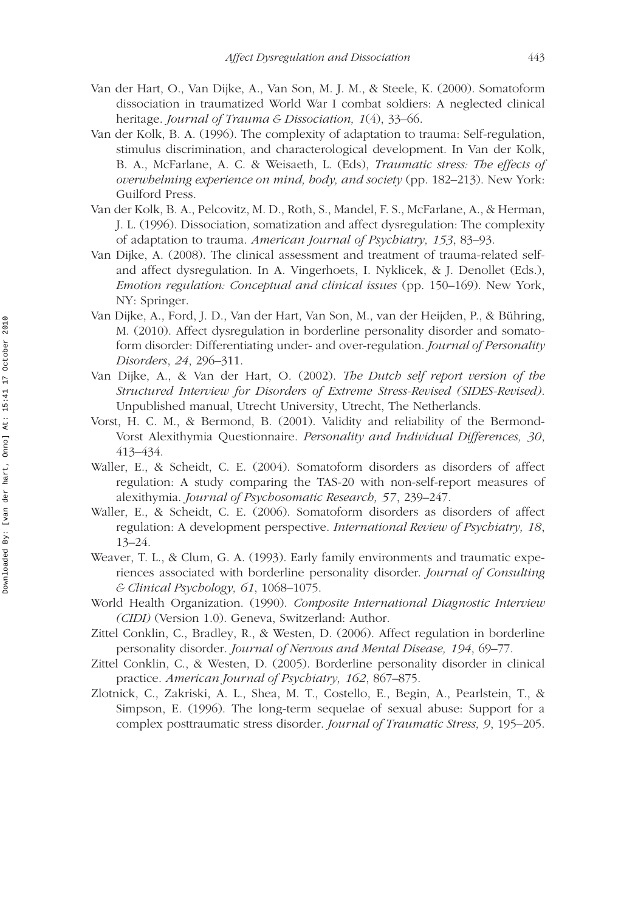Van der Hart, O., Van Dijke, A., Van Son, M. J. M., & Steele, K. (2000). Somatoform dissociation in traumatized World War I combat soldiers: A neglected clinical heritage. *Journal of Trauma & Dissociation, 1*(4), 33–66.

Van der Kolk, B. A. (1996). The complexity of adaptation to trauma: Self-regulation, stimulus discrimination, and characterological development. In Van der Kolk, B. A., McFarlane, A. C. & Weisaeth, L. (Eds), *Traumatic stress: The effects of overwhelming experience on mind, body, and society* (pp. 182–213). New York: Guilford Press.

Van der Kolk, B. A., Pelcovitz, M. D., Roth, S., Mandel, F. S., McFarlane, A., & Herman, J. L. (1996). Dissociation, somatization and affect dysregulation: The complexity of adaptation to trauma. *American Journal of Psychiatry, 153*, 83–93.

Van Dijke, A. (2008). The clinical assessment and treatment of trauma-related self- and affect dysregulation. In A. Vingerhoets, I. Nyklicek, & J. Denollet (Eds.), *Emotion regulation: Conceptual and clinical issues* (pp. 150–169). New York, NY: Springer.

Van Dijke, A., Ford, J. D., Van der Hart, Van Son, M., van der Heijden, P., & Bühring, M. (2010). Affect dysregulation in borderline personality disorder and somatoform disorder: Differentiating under- and over-regulation. *Journal of Personality Disorders*, *24*, 296–311.

Van Dijke, A., & Van der Hart, O. (2002). *The Dutch self report version of the Structured Interview for Disorders of Extreme Stress-Revised (SIDES-Revised)*. Unpublished manual, Utrecht University, Utrecht, The Netherlands.

Vorst, H. C. M., & Bermond, B. (2001). Validity and reliability of the Bermond-Vorst Alexithymia Questionnaire. *Personality and Individual Differences, 30*, 413–434.

Waller, E., & Scheidt, C. E. (2004). Somatoform disorders as disorders of affect regulation: A study comparing the TAS-20 with non-self-report measures of alexithymia. *Journal of Psychosomatic Research, 57*, 239–247.

Waller, E., & Scheidt, C. E. (2006). Somatoform disorders as disorders of affect regulation: A development perspective. *International Review of Psychiatry, 18*, 13–24.

Weaver, T. L., & Clum, G. A. (1993). Early family environments and traumatic experiences associated with borderline personality disorder. *Journal of Consulting & Clinical Psychology, 61*, 1068–1075.

World Health Organization. (1990). *Composite International Diagnostic Interview (CIDI)* (Version 1.0). Geneva, Switzerland: Author.

Zittel Conklin, C., Bradley, R., & Westen, D. (2006). Affect regulation in borderline personality disorder. *Journal of Nervous and Mental Disease, 194*, 69–77.

Zittel Conklin, C., & Westen, D. (2005). Borderline personality disorder in clinical practice. *American Journal of Psychiatry, 162*, 867–875.

Zlotnick, C., Zakriski, A. L., Shea, M. T., Costello, E., Begin, A., Pearlstein, T., & Simpson, E. (1996). The long-term sequelae of sexual abuse: Support for a complex posttraumatic stress disorder. *Journal of Traumatic Stress, 9*, 195–205.